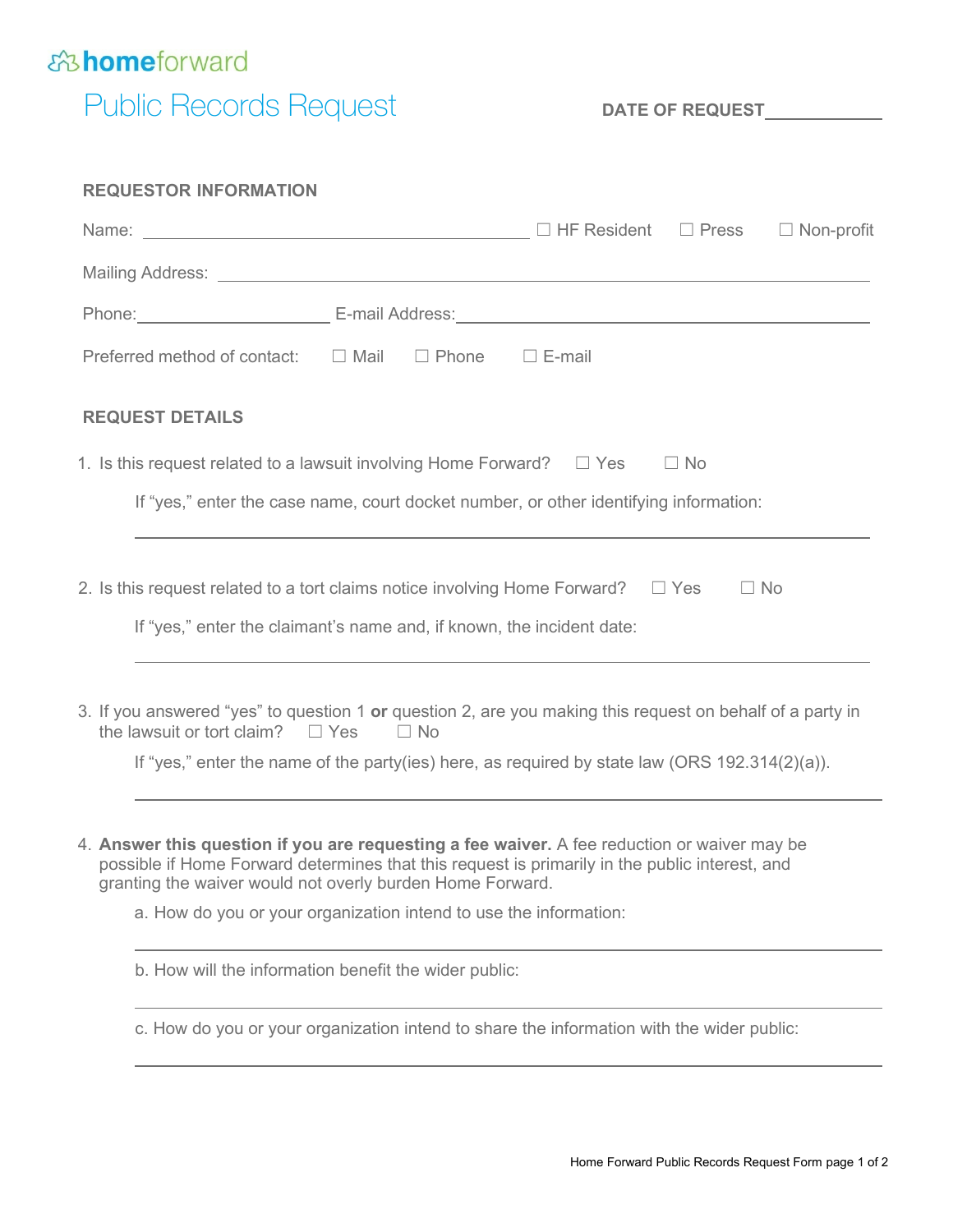homeforward

# Public Records Request

**DATE OF REQUEST**\_\_\_\_\_\_\_\_\_\_\_\_

## REQUESTOR INFORMATION

Name: \_\_\_\_\_\_\_\_\_\_\_\_\_\_\_\_\_\_\_\_\_\_\_\_\_\_\_\_\_\_\_\_ ☐ HF Resident ☐ Press ☐ Non-profit

Mailing Address: \_\_\_\_\_\_\_\_\_\_\_\_\_\_\_\_\_\_\_\_\_\_\_\_\_\_\_\_\_\_\_\_\_\_\_\_\_\_\_\_\_\_\_\_\_\_\_\_\_\_

Phone:\_\_\_\_\_\_\_\_\_\_\_\_\_\_\_\_ E-mail Address:\_\_\_\_\_\_\_\_\_\_\_\_\_\_\_\_\_\_\_\_\_\_\_\_\_\_\_\_\_\_\_\_

Preferred method of contact: ☐ Mail ☐ Phone ☐ E-mail

## REQUEST DETAILS

1. Is this request related to a lawsuit involving Home Forward? ☐ Yes ☐ No

   If "yes," enter the case name, court docket number, or other identifying information:

   \_\_\_\_\_\_\_\_\_\_\_\_\_\_\_\_\_\_\_\_\_\_\_\_\_\_\_\_\_\_\_\_\_\_\_\_\_\_\_\_\_\_\_\_\_\_\_\_\_\_\_\_\_\_\_\_\_\_

2. Is this request related to a tort claims notice involving Home Forward? ☐ Yes ☐ No

   If "yes," enter the claimant's name and, if known, the incident date:

   \_\_\_\_\_\_\_\_\_\_\_\_\_\_\_\_\_\_\_\_\_\_\_\_\_\_\_\_\_\_\_\_\_\_\_\_\_\_\_\_\_\_\_\_\_\_\_\_\_\_\_\_\_\_\_\_\_\_

3. If you answered "yes" to question 1 **or** question 2, are you making this request on behalf of a party in the lawsuit or tort claim? ☐ Yes ☐ No

   If "yes," enter the name of the party(ies) here, as required by state law (ORS 192.314(2)(a)).

   \_\_\_\_\_\_\_\_\_\_\_\_\_\_\_\_\_\_\_\_\_\_\_\_\_\_\_\_\_\_\_\_\_\_\_\_\_\_\_\_\_\_\_\_\_\_\_\_\_\_\_\_\_\_\_\_\_\_

4. **Answer this question if you are requesting a fee waiver.** A fee reduction or waiver may be possible if Home Forward determines that this request is primarily in the public interest, and granting the waiver would not overly burden Home Forward.

   a. How do you or your organization intend to use the information:

   \_\_\_\_\_\_\_\_\_\_\_\_\_\_\_\_\_\_\_\_\_\_\_\_\_\_\_\_\_\_\_\_\_\_\_\_\_\_\_\_\_\_\_\_\_\_\_\_\_\_\_\_\_\_\_\_\_\_

   b. How will the information benefit the wider public:

   \_\_\_\_\_\_\_\_\_\_\_\_\_\_\_\_\_\_\_\_\_\_\_\_\_\_\_\_\_\_\_\_\_\_\_\_\_\_\_\_\_\_\_\_\_\_\_\_\_\_\_\_\_\_\_\_\_\_

   c. How do you or your organization intend to share the information with the wider public:

   \_\_\_\_\_\_\_\_\_\_\_\_\_\_\_\_\_\_\_\_\_\_\_\_\_\_\_\_\_\_\_\_\_\_\_\_\_\_\_\_\_\_\_\_\_\_\_\_\_\_\_\_\_\_\_\_\_\_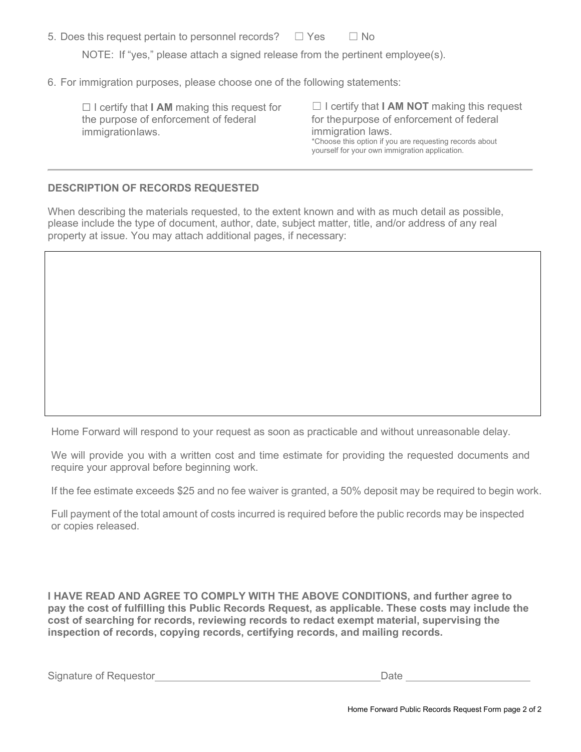5. Does this request pertain to personnel records? ☐ Yes ☐ No

   NOTE: If "yes," please attach a signed release from the pertinent employee(s).

6. For immigration purposes, please choose one of the following statements:

   ☐ I certify that **I AM** making this request for the purpose of enforcement of federal immigration laws.

   ☐ I certify that **I AM NOT** making this request for the purpose of enforcement of federal immigration laws.
   *Choose this option if you are requesting records about yourself for your own immigration application.

---

**DESCRIPTION OF RECORDS REQUESTED**

When describing the materials requested, to the extent known and with as much detail as possible, please include the type of document, author, date, subject matter, title, and/or address of any real property at issue. You may attach additional pages, if necessary:

| |
|---|
| |

Home Forward will respond to your request as soon as practicable and without unreasonable delay.

We will provide you with a written cost and time estimate for providing the requested documents and require your approval before beginning work.

If the fee estimate exceeds $25 and no fee waiver is granted, a 50% deposit may be required to begin work.

Full payment of the total amount of costs incurred is required before the public records may be inspected or copies released.

**I HAVE READ AND AGREE TO COMPLY WITH THE ABOVE CONDITIONS, and further agree to pay the cost of fulfilling this Public Records Request, as applicable. These costs may include the cost of searching for records, reviewing records to redact exempt material, supervising the inspection of records, copying records, certifying records, and mailing records.**

Signature of Requestor\_\_\_\_\_\_\_\_\_\_\_\_\_\_\_\_\_\_\_\_\_\_\_\_\_\_\_\_\_\_\_\_\_\_\_\_\_\_\_\_ Date \_\_\_\_\_\_\_\_\_\_\_\_\_\_\_\_\_\_\_\_\_\_